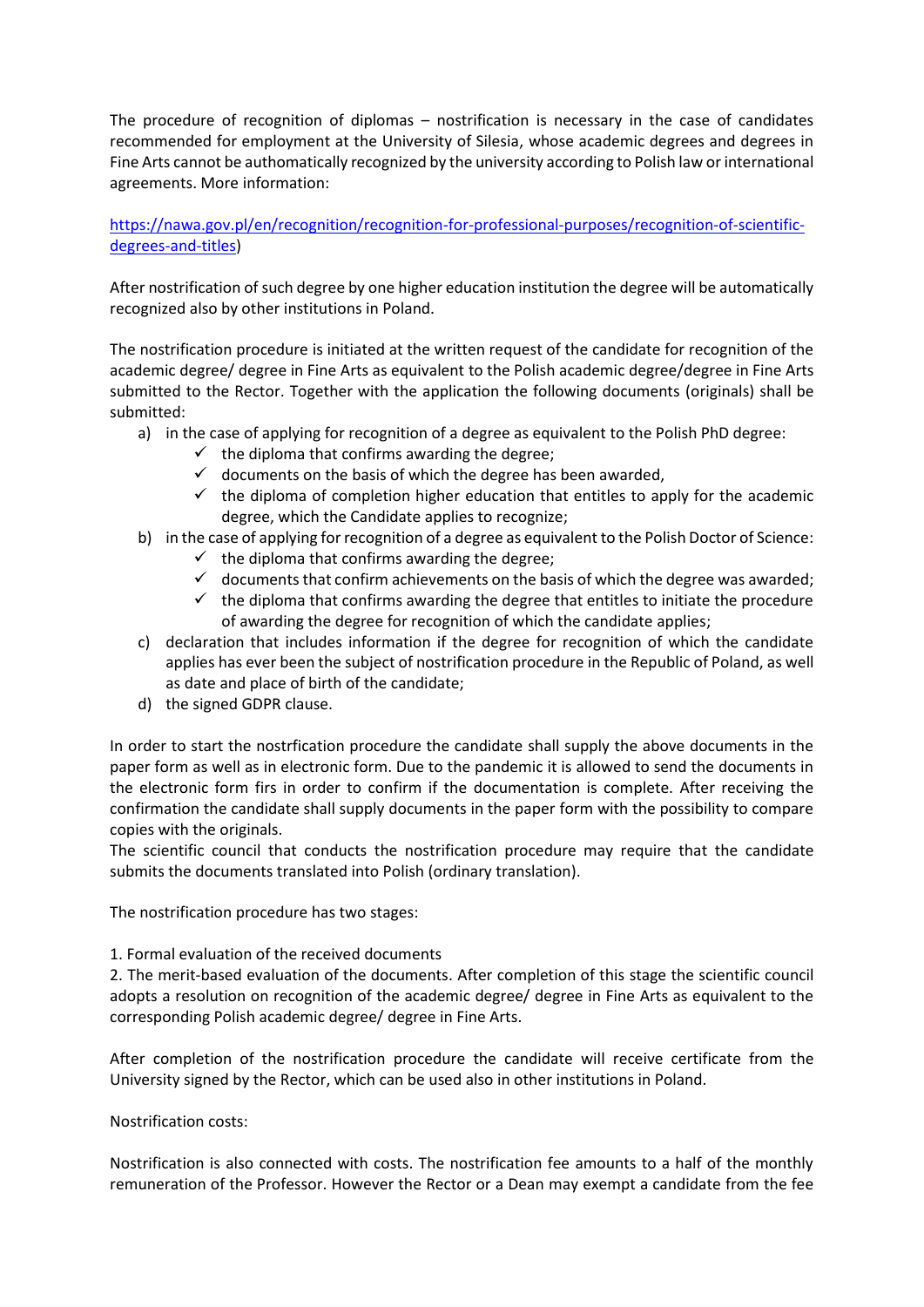The procedure of recognition of diplomas – nostrification is necessary in the case of candidates recommended for employment at the University of Silesia, whose academic degrees and degrees in Fine Arts cannot be authomatically recognized by the university according to Polish law or international agreements. More information:

https://nawa.gov.pl/en/recognition/recognition-for-professional-purposes/recognition-of-scientific-degrees-and-titles)

After nostrification of such degree by one higher education institution the degree will be automatically recognized also by other institutions in Poland.

The nostrification procedure is initiated at the written request of the candidate for recognition of the academic degree/ degree in Fine Arts as equivalent to the Polish academic degree/degree in Fine Arts submitted to the Rector. Together with the application the following documents (originals) shall be submitted:

a) in the case of applying for recognition of a degree as equivalent to the Polish PhD degree:
   - ✓ the diploma that confirms awarding the degree;
   - ✓ documents on the basis of which the degree has been awarded,
   - ✓ the diploma of completion higher education that entitles to apply for the academic degree, which the Candidate applies to recognize;
b) in the case of applying for recognition of a degree as equivalent to the Polish Doctor of Science:
   - ✓ the diploma that confirms awarding the degree;
   - ✓ documents that confirm achievements on the basis of which the degree was awarded;
   - ✓ the diploma that confirms awarding the degree that entitles to initiate the procedure of awarding the degree for recognition of which the candidate applies;
c) declaration that includes information if the degree for recognition of which the candidate applies has ever been the subject of nostrification procedure in the Republic of Poland, as well as date and place of birth of the candidate;
d) the signed GDPR clause.

In order to start the nostrfication procedure the candidate shall supply the above documents in the paper form as well as in electronic form. Due to the pandemic it is allowed to send the documents in the electronic form firs in order to confirm if the documentation is complete. After receiving the confirmation the candidate shall supply documents in the paper form with the possibility to compare copies with the originals.
The scientific council that conducts the nostrification procedure may require that the candidate submits the documents translated into Polish (ordinary translation).

The nostrification procedure has two stages:

1. Formal evaluation of the received documents
2. The merit-based evaluation of the documents. After completion of this stage the scientific council adopts a resolution on recognition of the academic degree/ degree in Fine Arts as equivalent to the corresponding Polish academic degree/ degree in Fine Arts.

After completion of the nostrification procedure the candidate will receive certificate from the University signed by the Rector, which can be used also in other institutions in Poland.

Nostrification costs:

Nostrification is also connected with costs. The nostrification fee amounts to a half of the monthly remuneration of the Professor. However the Rector or a Dean may exempt a candidate from the fee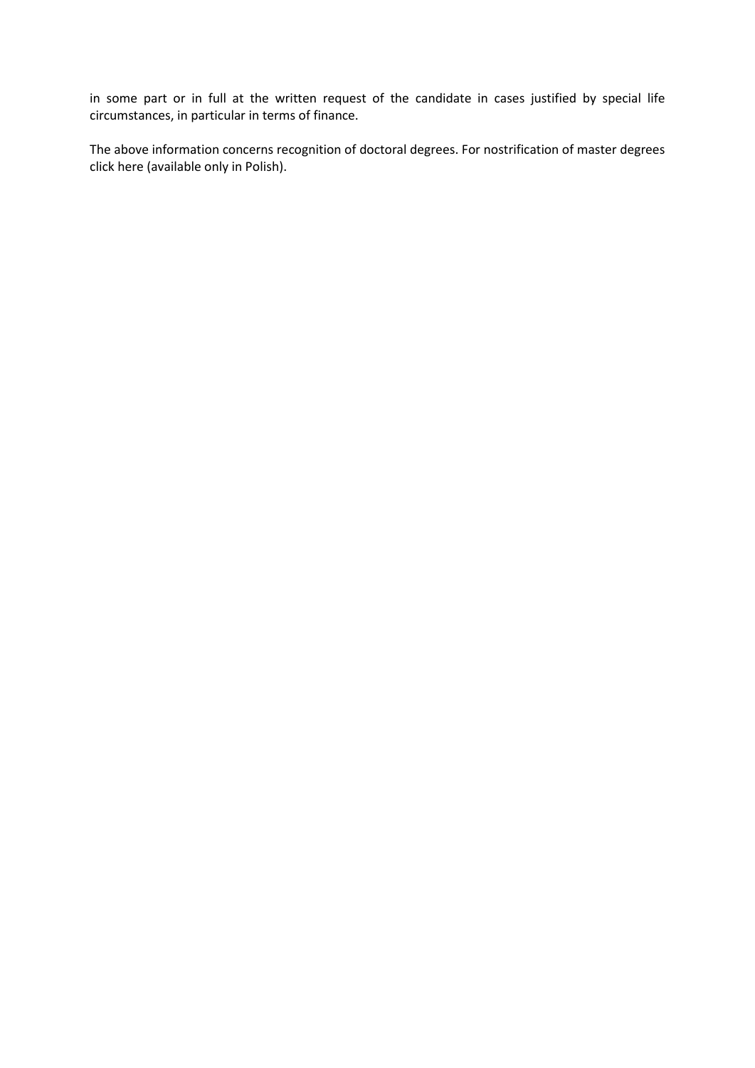in some part or in full at the written request of the candidate in cases justified by special life circumstances, in particular in terms of finance.

The above information concerns recognition of doctoral degrees. For nostrification of master degrees click here (available only in Polish).